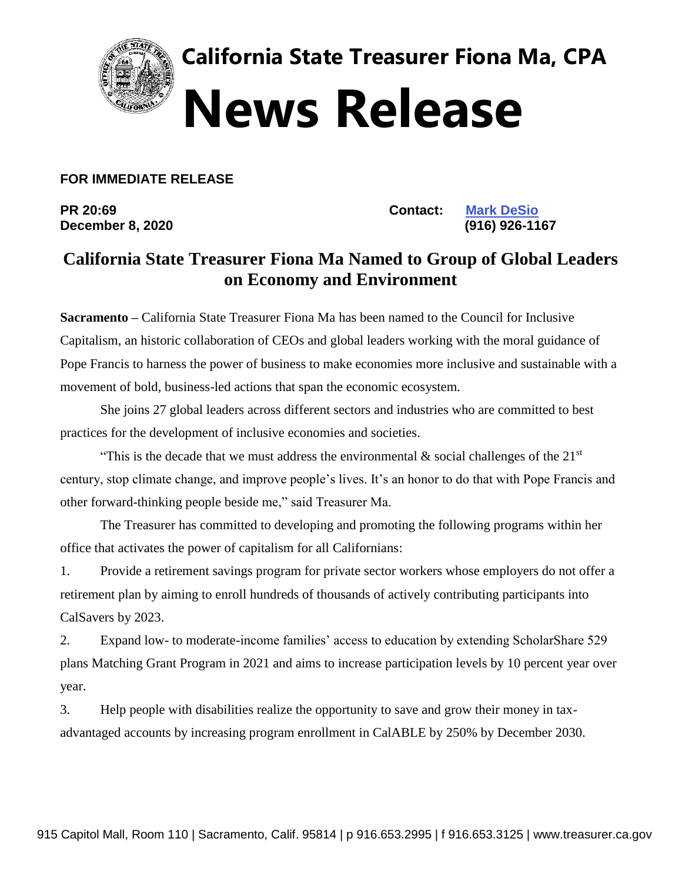California State Treasurer Fiona Ma, CPA

# News Release

**FOR IMMEDIATE RELEASE**

**PR 20:69**
**December 8, 2020**

**Contact:** **[Mark DeSio]**
**(916) 926-1167**

## California State Treasurer Fiona Ma Named to Group of Global Leaders on Economy and Environment

**Sacramento –** California State Treasurer Fiona Ma has been named to the Council for Inclusive Capitalism, an historic collaboration of CEOs and global leaders working with the moral guidance of Pope Francis to harness the power of business to make economies more inclusive and sustainable with a movement of bold, business-led actions that span the economic ecosystem.

She joins 27 global leaders across different sectors and industries who are committed to best practices for the development of inclusive economies and societies.

"This is the decade that we must address the environmental & social challenges of the 21st century, stop climate change, and improve people's lives. It's an honor to do that with Pope Francis and other forward-thinking people beside me," said Treasurer Ma.

The Treasurer has committed to developing and promoting the following programs within her office that activates the power of capitalism for all Californians:

1. Provide a retirement savings program for private sector workers whose employers do not offer a retirement plan by aiming to enroll hundreds of thousands of actively contributing participants into CalSavers by 2023.
2. Expand low- to moderate-income families' access to education by extending ScholarShare 529 plans Matching Grant Program in 2021 and aims to increase participation levels by 10 percent year over year.
3. Help people with disabilities realize the opportunity to save and grow their money in tax-advantaged accounts by increasing program enrollment in CalABLE by 250% by December 2030.

915 Capitol Mall, Room 110 | Sacramento, Calif. 95814 | p 916.653.2995 | f 916.653.3125 | www.treasurer.ca.gov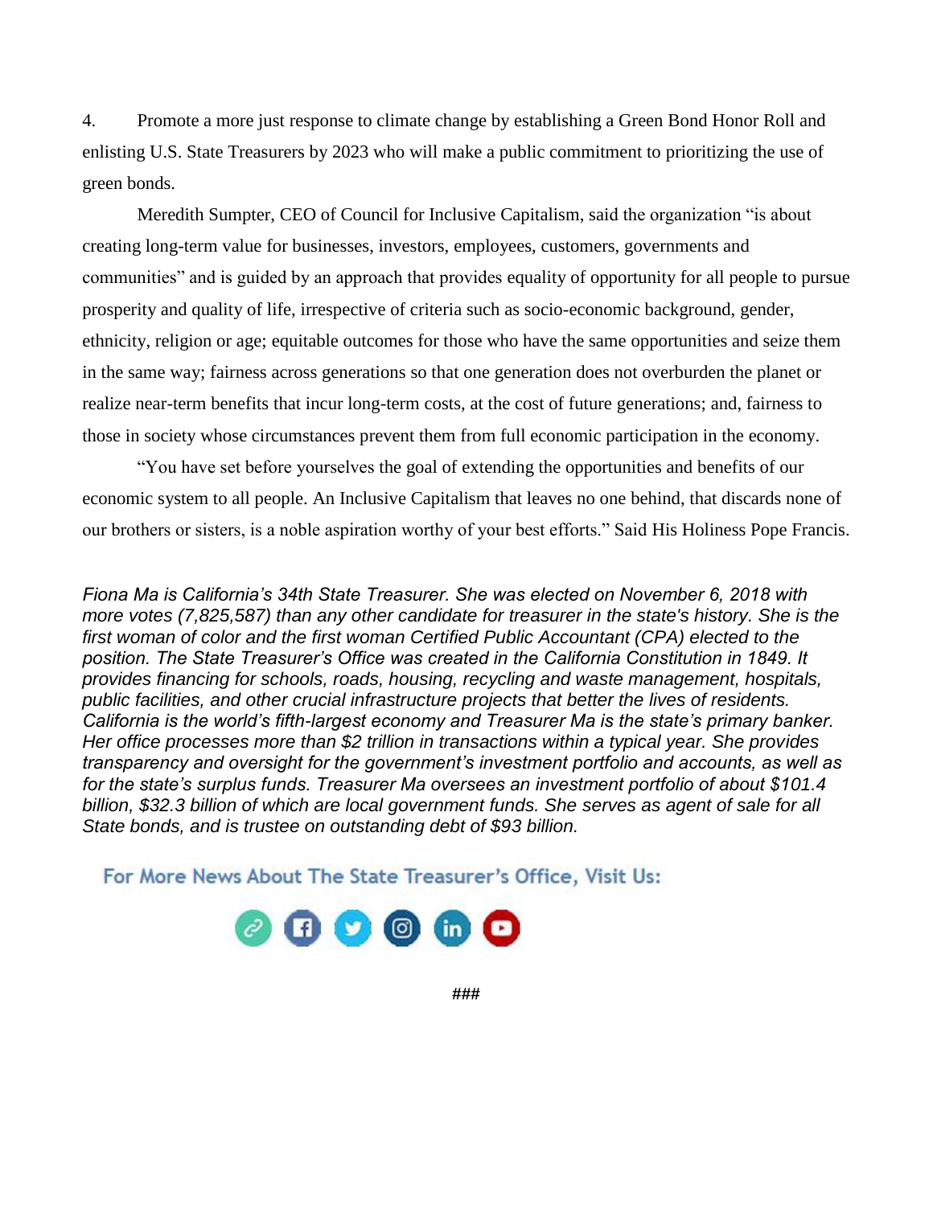4. Promote a more just response to climate change by establishing a Green Bond Honor Roll and enlisting U.S. State Treasurers by 2023 who will make a public commitment to prioritizing the use of green bonds.

Meredith Sumpter, CEO of Council for Inclusive Capitalism, said the organization "is about creating long-term value for businesses, investors, employees, customers, governments and communities" and is guided by an approach that provides equality of opportunity for all people to pursue prosperity and quality of life, irrespective of criteria such as socio-economic background, gender, ethnicity, religion or age; equitable outcomes for those who have the same opportunities and seize them in the same way; fairness across generations so that one generation does not overburden the planet or realize near-term benefits that incur long-term costs, at the cost of future generations; and, fairness to those in society whose circumstances prevent them from full economic participation in the economy.

"You have set before yourselves the goal of extending the opportunities and benefits of our economic system to all people. An Inclusive Capitalism that leaves no one behind, that discards none of our brothers or sisters, is a noble aspiration worthy of your best efforts." Said His Holiness Pope Francis.

*Fiona Ma is California's 34th State Treasurer. She was elected on November 6, 2018 with more votes (7,825,587) than any other candidate for treasurer in the state's history. She is the first woman of color and the first woman Certified Public Accountant (CPA) elected to the position. The State Treasurer's Office was created in the California Constitution in 1849. It provides financing for schools, roads, housing, recycling and waste management, hospitals, public facilities, and other crucial infrastructure projects that better the lives of residents. California is the world's fifth-largest economy and Treasurer Ma is the state's primary banker. Her office processes more than $2 trillion in transactions within a typical year. She provides transparency and oversight for the government's investment portfolio and accounts, as well as for the state's surplus funds. Treasurer Ma oversees an investment portfolio of about $101.4 billion, $32.3 billion of which are local government funds. She serves as agent of sale for all State bonds, and is trustee on outstanding debt of $93 billion.*

For More News About The State Treasurer's Office, Visit Us:

###